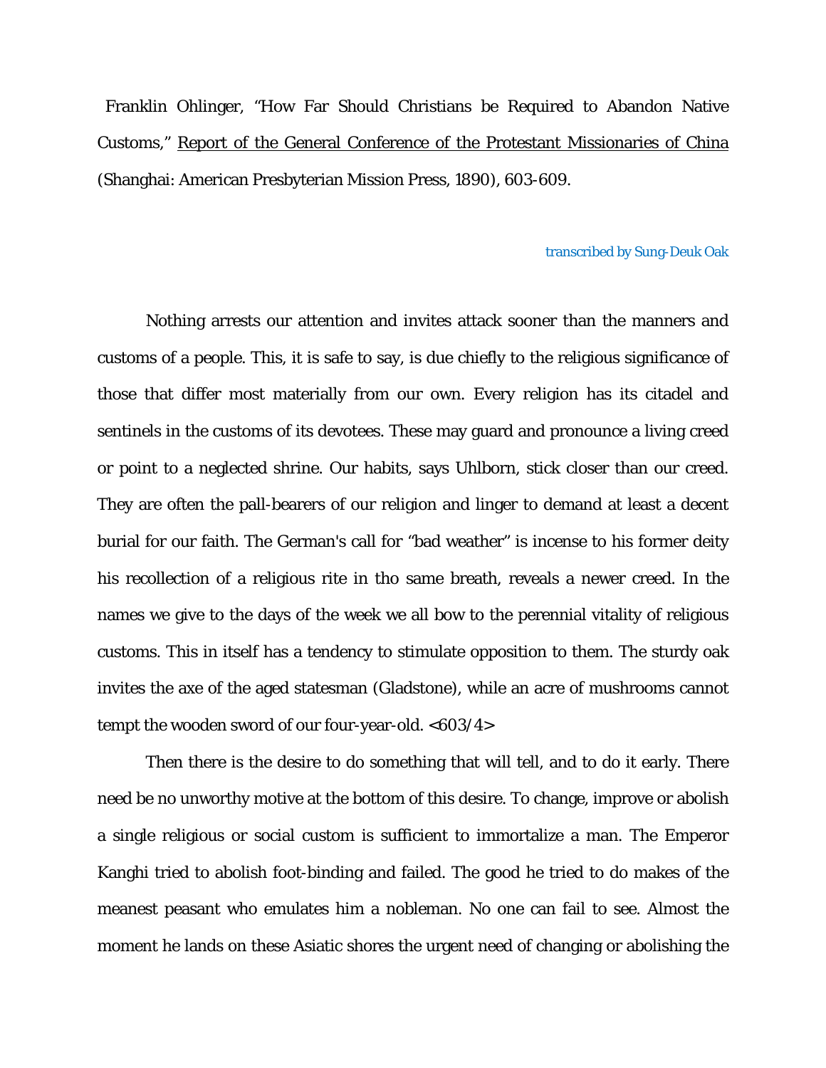Franklin Ohlinger, "How Far Should Christians be Required to Abandon Native Customs," Report of the General Conference of the Protestant Missionaries of China (Shanghai: American Presbyterian Mission Press, 1890), 603-609.

transcribed by Sung-Deuk Oak

Nothing arrests our attention and invites attack sooner than the manners and customs of a people. This, it is safe to say, is due chiefly to the religious significance of those that differ most materially from our own. Every religion has its citadel and sentinels in the customs of its devotees. These may guard and pronounce a living creed or point to a neglected shrine. Our habits, says Uhlborn, stick closer than our creed. They are often the pall-bearers of our religion and linger to demand at least a decent burial for our faith. The German's call for "bad weather" is incense to his former deity his recollection of a religious rite in tho same breath, reveals a newer creed. In the names we give to the days of the week we all bow to the perennial vitality of religious customs. This in itself has a tendency to stimulate opposition to them. The sturdy oak invites the axe of the aged statesman (Gladstone), while an acre of mushrooms cannot tempt the wooden sword of our four-year-old. <603/4>

Then there is the desire to do something that will tell, and to do it early. There need be no unworthy motive at the bottom of this desire. To change, improve or abolish a single religious or social custom is sufficient to immortalize a man. The Emperor Kanghi tried to abolish foot-binding and failed. The good he tried to do makes of the meanest peasant who emulates him a nobleman. No one can fail to see. Almost the moment he lands on these Asiatic shores the urgent need of changing or abolishing the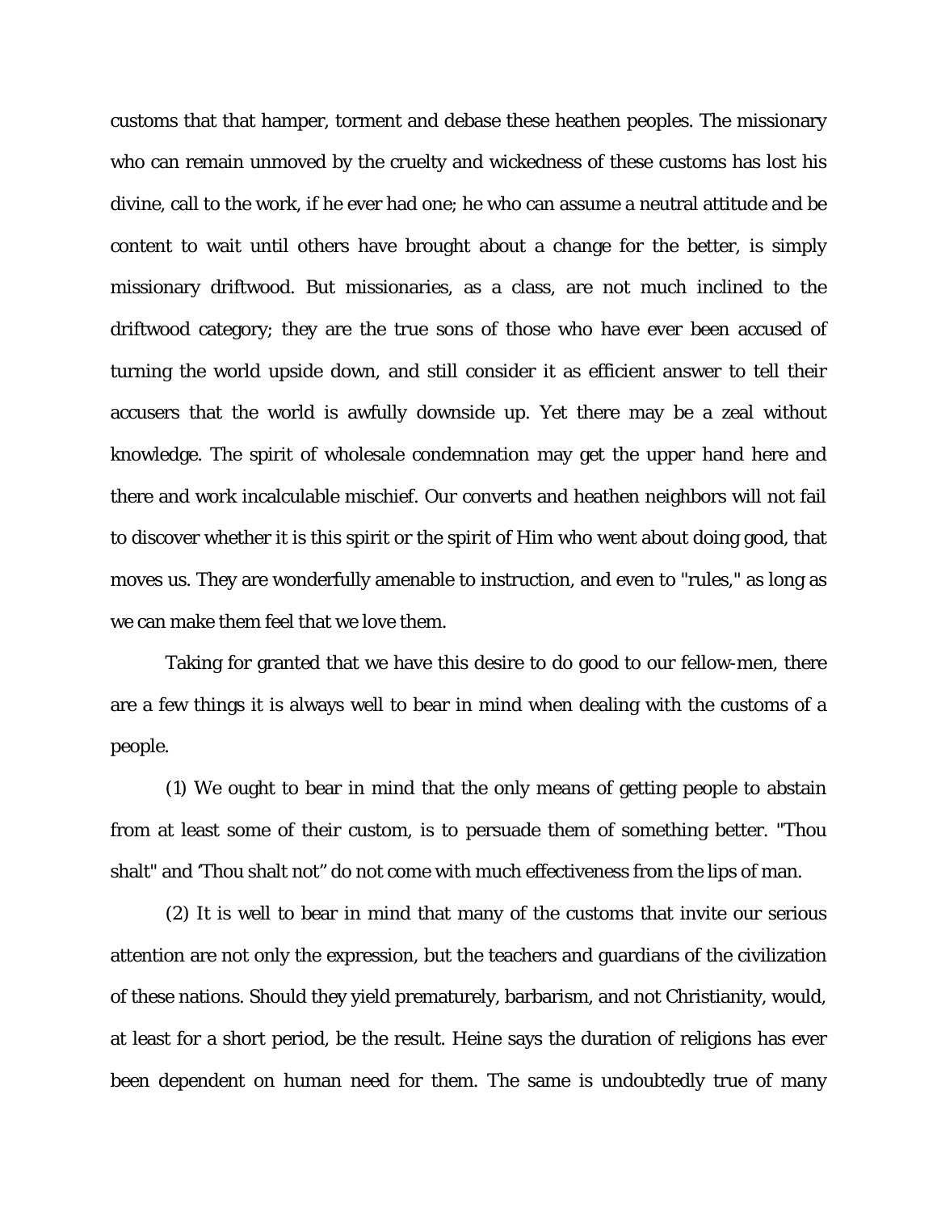customs that that hamper, torment and debase these heathen peoples. The missionary who can remain unmoved by the cruelty and wickedness of these customs has lost his divine, call to the work, if he ever had one; he who can assume a neutral attitude and be content to wait until others have brought about a change for the better, is simply missionary driftwood. But missionaries, as a class, are not much inclined to the driftwood category; they are the true sons of those who have ever been accused of turning the world upside down, and still consider it as efficient answer to tell their accusers that the world is awfully downside up. Yet there may be a zeal without knowledge. The spirit of wholesale condemnation may get the upper hand here and there and work incalculable mischief. Our converts and heathen neighbors will not fail to discover whether it is this spirit or the spirit of Him who went about doing good, that moves us. They are wonderfully amenable to instruction, and even to "rules," as long as we can make them feel that we love them.

Taking for granted that we have this desire to do good to our fellow-men, there are a few things it is always well to bear in mind when dealing with the customs of a people.

(1) We ought to bear in mind that the only means of getting people to abstain from at least some of their custom, is to persuade them of something better. "Thou shalt" and 'Thou shalt not" do not come with much effectiveness from the lips of man.

(2) It is well to bear in mind that many of the customs that invite our serious attention are not only the expression, but the teachers and guardians of the civilization of these nations. Should they yield prematurely, barbarism, and not Christianity, would, at least for a short period, be the result. Heine says the duration of religions has ever been dependent on human need for them. The same is undoubtedly true of many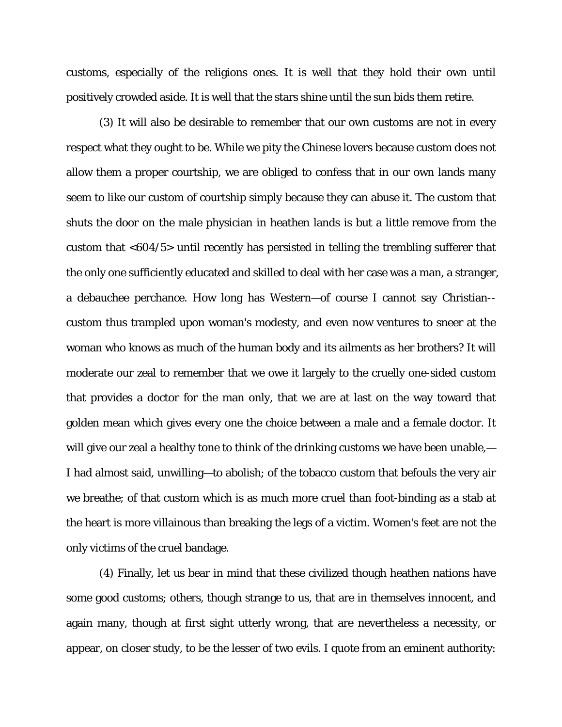customs, especially of the religions ones. It is well that they hold their own until positively crowded aside. It is well that the stars shine until the sun bids them retire.

(3) It will also be desirable to remember that our own customs are not in every respect what they ought to be. While we pity the Chinese lovers because custom does not allow them a proper courtship, we are obliged to confess that in our own lands many seem to like our custom of courtship simply because they can abuse it. The custom that shuts the door on the male physician in heathen lands is but a little remove from the custom that <604/5> until recently has persisted in telling the trembling sufferer that the only one sufficiently educated and skilled to deal with her case was a man, a stranger, a debauchee perchance. How long has Western—of course I cannot say Christian--custom thus trampled upon woman's modesty, and even now ventures to sneer at the woman who knows as much of the human body and its ailments as her brothers? It will moderate our zeal to remember that we owe it largely to the cruelly one-sided custom that provides a doctor for the man only, that we are at last on the way toward that golden mean which gives every one the choice between a male and a female doctor. It will give our zeal a healthy tone to think of the drinking customs we have been unable,—I had almost said, unwilling—to abolish; of the tobacco custom that befouls the very air we breathe; of that custom which is as much more cruel than foot-binding as a stab at the heart is more villainous than breaking the legs of a victim. Women's feet are not the only victims of the cruel bandage.

(4) Finally, let us bear in mind that these civilized though heathen nations have some good customs; others, though strange to us, that are in themselves innocent, and again many, though at first sight utterly wrong, that are nevertheless a necessity, or appear, on closer study, to be the lesser of two evils. I quote from an eminent authority: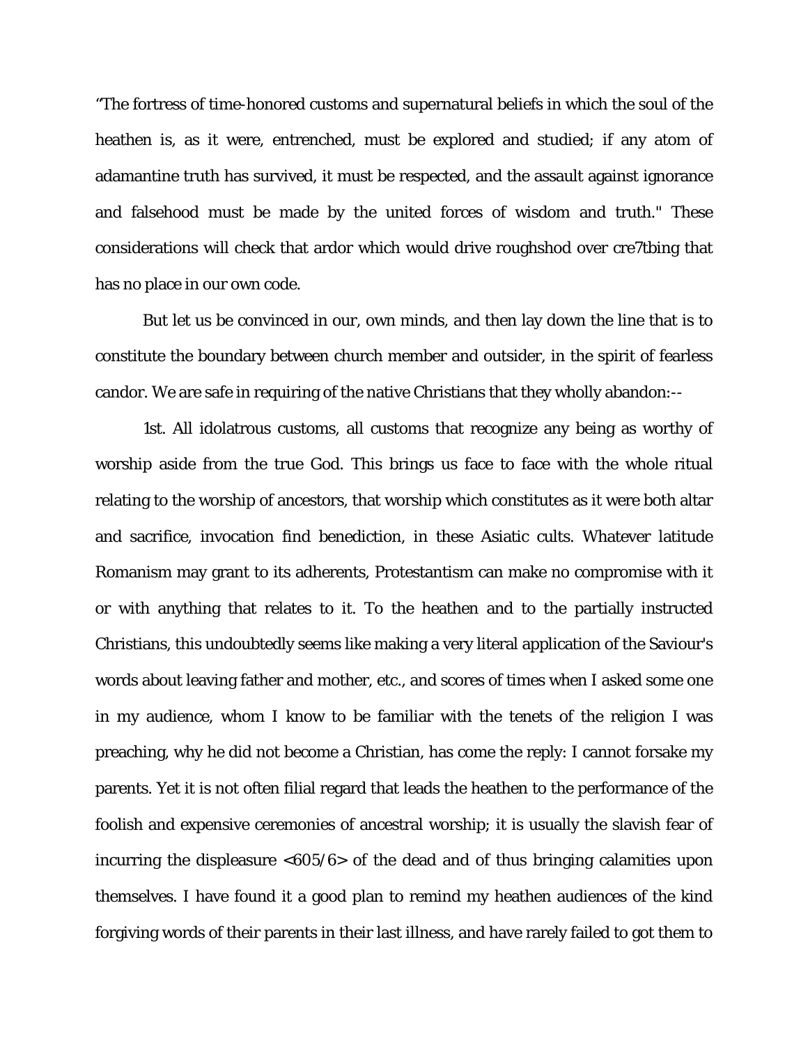"The fortress of time-honored customs and supernatural beliefs in which the soul of the heathen is, as it were, entrenched, must be explored and studied; if any atom of adamantine truth has survived, it must be respected, and the assault against ignorance and falsehood must be made by the united forces of wisdom and truth." These considerations will check that ardor which would drive roughshod over cre7tbing that has no place in our own code.

But let us be convinced in our, own minds, and then lay down the line that is to constitute the boundary between church member and outsider, in the spirit of fearless candor. We are safe in requiring of the native Christians that they wholly abandon:--

1st. All idolatrous customs, all customs that recognize any being as worthy of worship aside from the true God. This brings us face to face with the whole ritual relating to the worship of ancestors, that worship which constitutes as it were both altar and sacrifice, invocation find benediction, in these Asiatic cults. Whatever latitude Romanism may grant to its adherents, Protestantism can make no compromise with it or with anything that relates to it. To the heathen and to the partially instructed Christians, this undoubtedly seems like making a very literal application of the Saviour's words about leaving father and mother, etc., and scores of times when I asked some one in my audience, whom I know to be familiar with the tenets of the religion I was preaching, why he did not become a Christian, has come the reply: I cannot forsake my parents. Yet it is not often filial regard that leads the heathen to the performance of the foolish and expensive ceremonies of ancestral worship; it is usually the slavish fear of incurring the displeasure <605/6> of the dead and of thus bringing calamities upon themselves. I have found it a good plan to remind my heathen audiences of the kind forgiving words of their parents in their last illness, and have rarely failed to got them to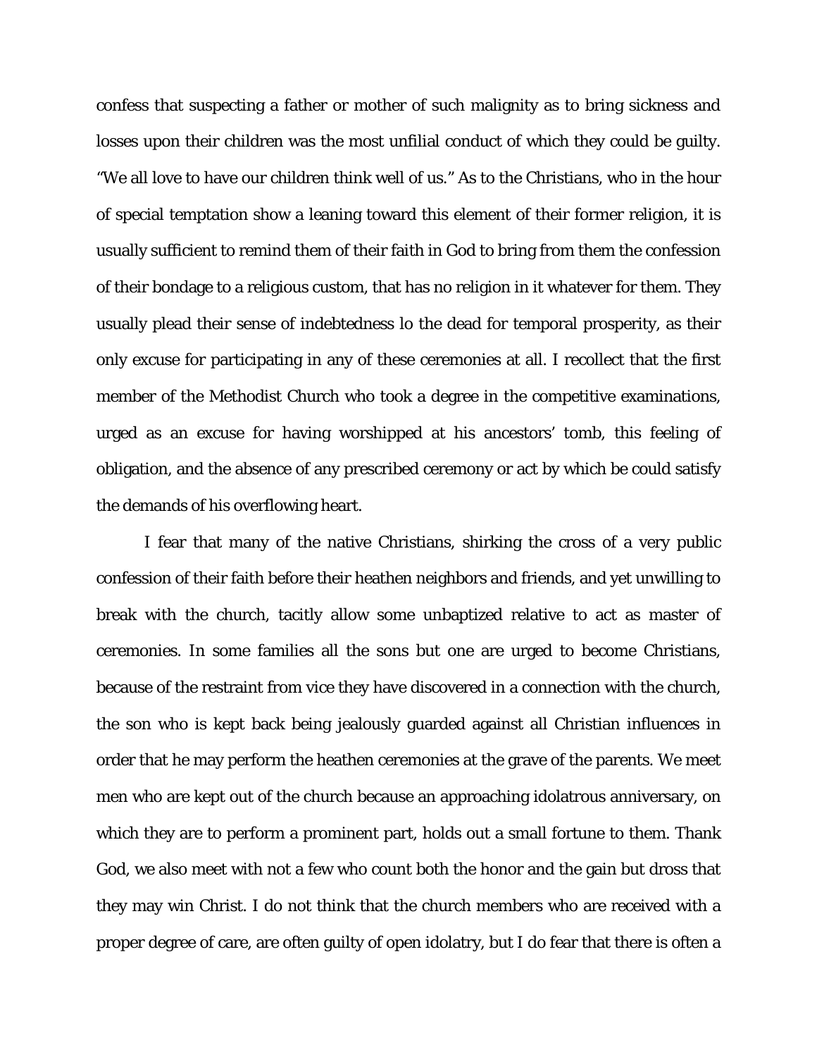confess that suspecting a father or mother of such malignity as to bring sickness and losses upon their children was the most unfilial conduct of which they could be guilty. "We all love to have our children think well of us." As to the Christians, who in the hour of special temptation show a leaning toward this element of their former religion, it is usually sufficient to remind them of their faith in God to bring from them the confession of their bondage to a religious custom, that has no religion in it whatever for them. They usually plead their sense of indebtedness lo the dead for temporal prosperity, as their only excuse for participating in any of these ceremonies at all. I recollect that the first member of the Methodist Church who took a degree in the competitive examinations, urged as an excuse for having worshipped at his ancestors' tomb, this feeling of obligation, and the absence of any prescribed ceremony or act by which be could satisfy the demands of his overflowing heart.

I fear that many of the native Christians, shirking the cross of a very public confession of their faith before their heathen neighbors and friends, and yet unwilling to break with the church, tacitly allow some unbaptized relative to act as master of ceremonies. In some families all the sons but one are urged to become Christians, because of the restraint from vice they have discovered in a connection with the church, the son who is kept back being jealously guarded against all Christian influences in order that he may perform the heathen ceremonies at the grave of the parents. We meet men who are kept out of the church because an approaching idolatrous anniversary, on which they are to perform a prominent part, holds out a small fortune to them. Thank God, we also meet with not a few who count both the honor and the gain but dross that they may win Christ. I do not think that the church members who are received with a proper degree of care, are often guilty of open idolatry, but I do fear that there is often a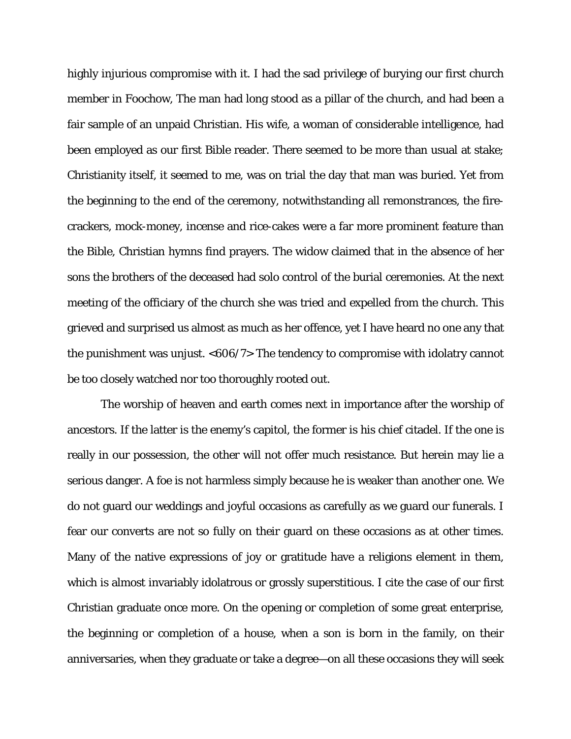highly injurious compromise with it. I had the sad privilege of burying our first church member in Foochow, The man had long stood as a pillar of the church, and had been a fair sample of an unpaid Christian. His wife, a woman of considerable intelligence, had been employed as our first Bible reader. There seemed to be more than usual at stake; Christianity itself, it seemed to me, was on trial the day that man was buried. Yet from the beginning to the end of the ceremony, notwithstanding all remonstrances, the fire-crackers, mock-money, incense and rice-cakes were a far more prominent feature than the Bible, Christian hymns find prayers. The widow claimed that in the absence of her sons the brothers of the deceased had solo control of the burial ceremonies. At the next meeting of the officiary of the church she was tried and expelled from the church. This grieved and surprised us almost as much as her offence, yet I have heard no one any that the punishment was unjust. <606/7> The tendency to compromise with idolatry cannot be too closely watched nor too thoroughly rooted out.

The worship of heaven and earth comes next in importance after the worship of ancestors. If the latter is the enemy's capitol, the former is his chief citadel. If the one is really in our possession, the other will not offer much resistance. But herein may lie a serious danger. A foe is not harmless simply because he is weaker than another one. We do not guard our weddings and joyful occasions as carefully as we guard our funerals. I fear our converts are not so fully on their guard on these occasions as at other times. Many of the native expressions of joy or gratitude have a religions element in them, which is almost invariably idolatrous or grossly superstitious. I cite the case of our first Christian graduate once more. On the opening or completion of some great enterprise, the beginning or completion of a house, when a son is born in the family, on their anniversaries, when they graduate or take a degree—on all these occasions they will seek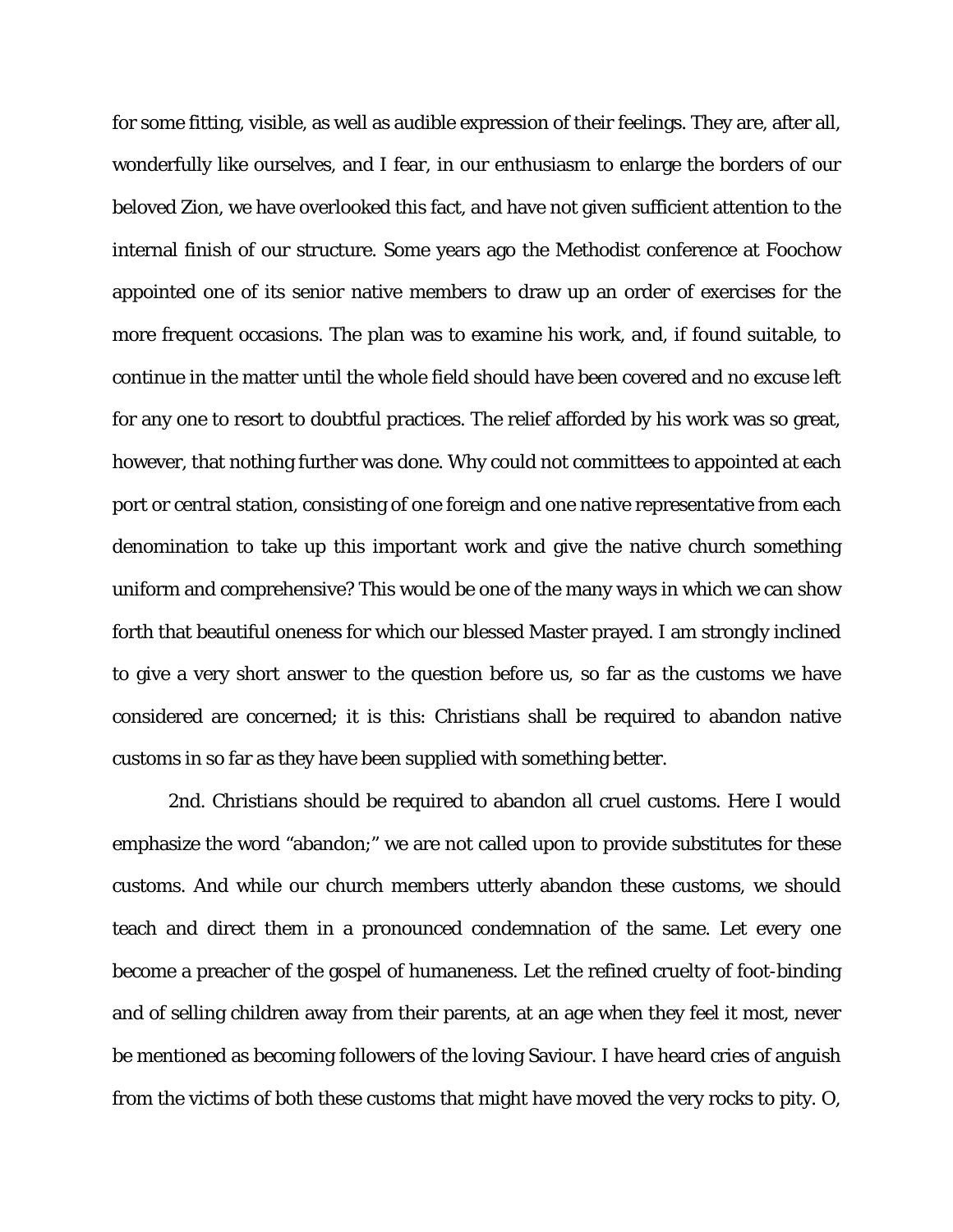for some fitting, visible, as well as audible expression of their feelings. They are, after all, wonderfully like ourselves, and I fear, in our enthusiasm to enlarge the borders of our beloved Zion, we have overlooked this fact, and have not given sufficient attention to the internal finish of our structure. Some years ago the Methodist conference at Foochow appointed one of its senior native members to draw up an order of exercises for the more frequent occasions. The plan was to examine his work, and, if found suitable, to continue in the matter until the whole field should have been covered and no excuse left for any one to resort to doubtful practices. The relief afforded by his work was so great, however, that nothing further was done. Why could not committees to appointed at each port or central station, consisting of one foreign and one native representative from each denomination to take up this important work and give the native church something uniform and comprehensive? This would be one of the many ways in which we can show forth that beautiful oneness for which our blessed Master prayed. I am strongly inclined to give a very short answer to the question before us, so far as the customs we have considered are concerned; it is this: Christians shall be required to abandon native customs in so far as they have been supplied with something better.

2nd. Christians should be required to abandon all cruel customs. Here I would emphasize the word "abandon;" we are not called upon to provide substitutes for these customs. And while our church members utterly abandon these customs, we should teach and direct them in a pronounced condemnation of the same. Let every one become a preacher of the gospel of humaneness. Let the refined cruelty of foot-binding and of selling children away from their parents, at an age when they feel it most, never be mentioned as becoming followers of the loving Saviour. I have heard cries of anguish from the victims of both these customs that might have moved the very rocks to pity. O,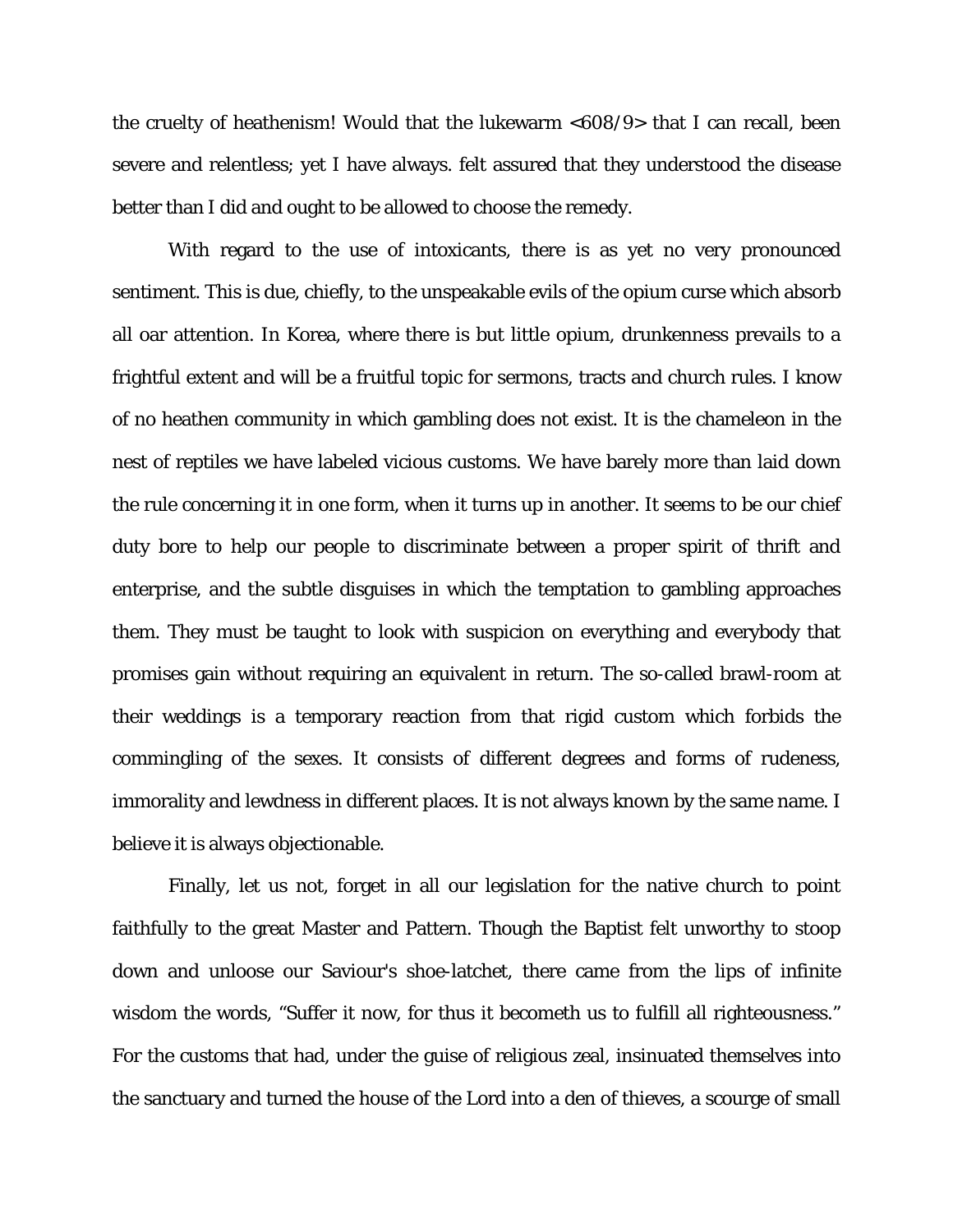the cruelty of heathenism! Would that the lukewarm <608/9> that I can recall, been severe and relentless; yet I have always. felt assured that they understood the disease better than I did and ought to be allowed to choose the remedy.

With regard to the use of intoxicants, there is as yet no very pronounced sentiment. This is due, chiefly, to the unspeakable evils of the opium curse which absorb all oar attention. In Korea, where there is but little opium, drunkenness prevails to a frightful extent and will be a fruitful topic for sermons, tracts and church rules. I know of no heathen community in which gambling does not exist. It is the chameleon in the nest of reptiles we have labeled vicious customs. We have barely more than laid down the rule concerning it in one form, when it turns up in another. It seems to be our chief duty bore to help our people to discriminate between a proper spirit of thrift and enterprise, and the subtle disguises in which the temptation to gambling approaches them. They must be taught to look with suspicion on everything and everybody that promises gain without requiring an equivalent in return. The so-called brawl-room at their weddings is a temporary reaction from that rigid custom which forbids the commingling of the sexes. It consists of different degrees and forms of rudeness, immorality and lewdness in different places. It is not always known by the same name. I believe it is always objectionable.

Finally, let us not, forget in all our legislation for the native church to point faithfully to the great Master and Pattern. Though the Baptist felt unworthy to stoop down and unloose our Saviour's shoe-latchet, there came from the lips of infinite wisdom the words, "Suffer it now, for thus it becometh us to fulfill all righteousness." For the customs that had, under the guise of religious zeal, insinuated themselves into the sanctuary and turned the house of the Lord into a den of thieves, a scourge of small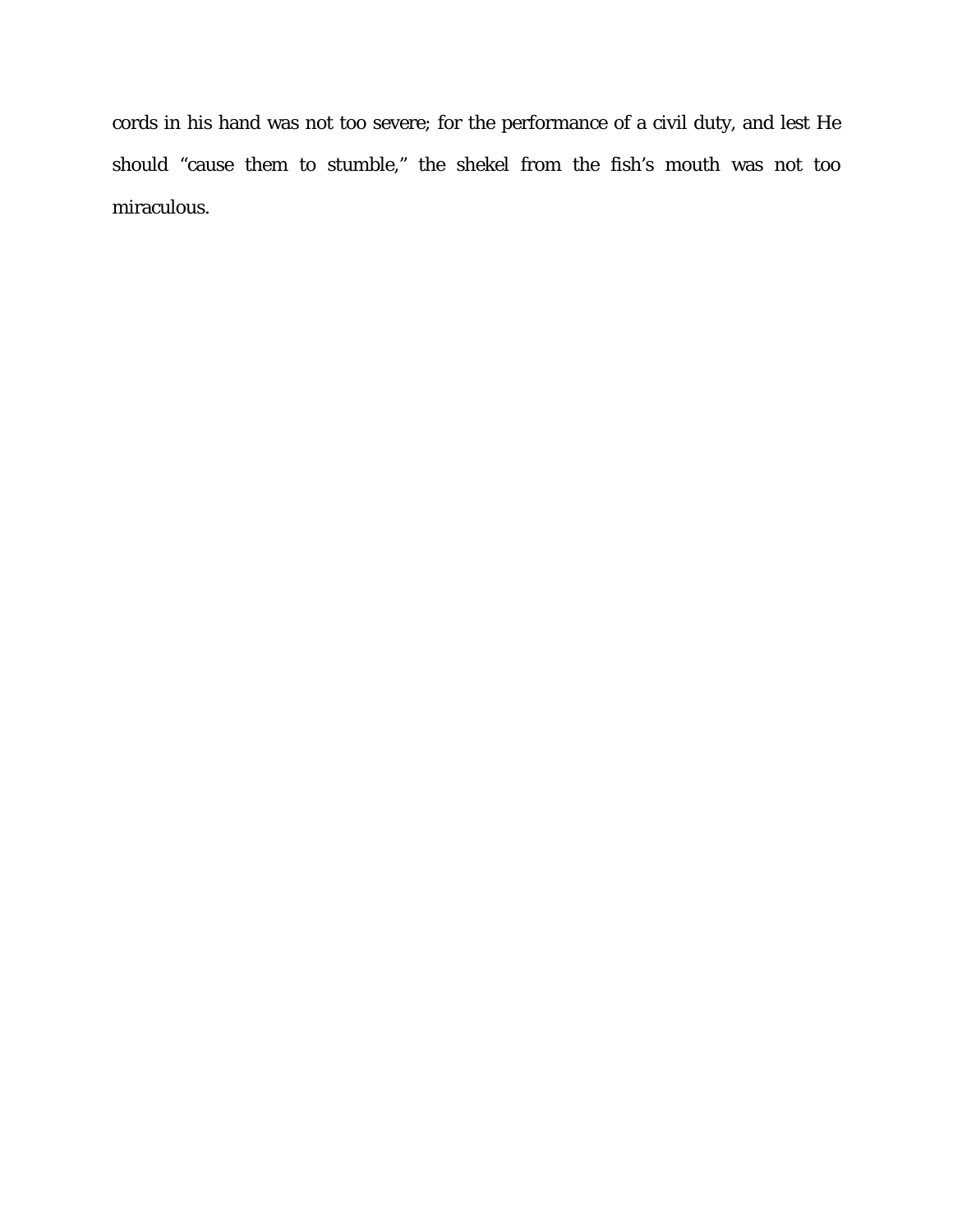cords in his hand was not too severe; for the performance of a civil duty, and lest He should “cause them to stumble,” the shekel from the fish’s mouth was not too miraculous.